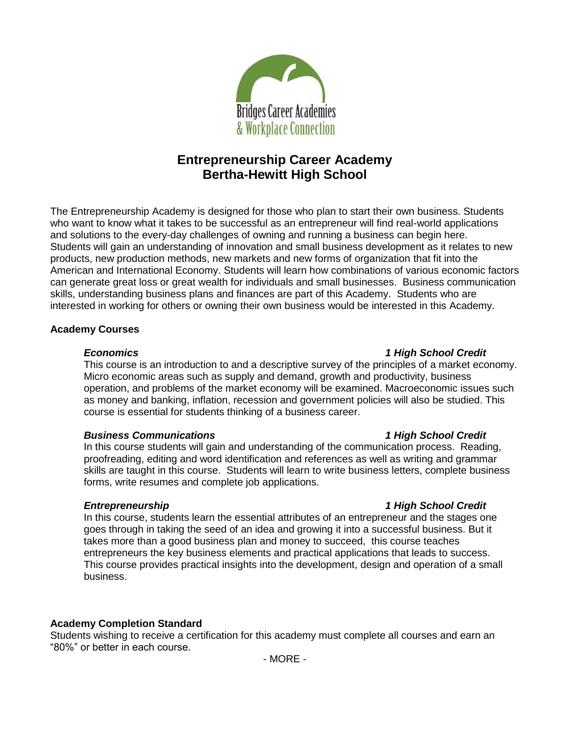Bridges Career Academies
& Workplace Connection

# Entrepreneurship Career Academy
# Bertha-Hewitt High School

The Entrepreneurship Academy is designed for those who plan to start their own business. Students who want to know what it takes to be successful as an entrepreneur will find real-world applications and solutions to the every-day challenges of owning and running a business can begin here. Students will gain an understanding of innovation and small business development as it relates to new products, new production methods, new markets and new forms of organization that fit into the American and International Economy. Students will learn how combinations of various economic factors can generate great loss or great wealth for individuals and small businesses. Business communication skills, understanding business plans and finances are part of this Academy. Students who are interested in working for others or owning their own business would be interested in this Academy.

**Academy Courses**

***Economics*** — ***1 High School Credit***

This course is an introduction to and a descriptive survey of the principles of a market economy. Micro economic areas such as supply and demand, growth and productivity, business operation, and problems of the market economy will be examined. Macroeconomic issues such as money and banking, inflation, recession and government policies will also be studied. This course is essential for students thinking of a business career.

***Business Communications*** — ***1 High School Credit***

In this course students will gain and understanding of the communication process. Reading, proofreading, editing and word identification and references as well as writing and grammar skills are taught in this course. Students will learn to write business letters, complete business forms, write resumes and complete job applications.

***Entrepreneurship*** — ***1 High School Credit***

In this course, students learn the essential attributes of an entrepreneur and the stages one goes through in taking the seed of an idea and growing it into a successful business. But it takes more than a good business plan and money to succeed, this course teaches entrepreneurs the key business elements and practical applications that leads to success. This course provides practical insights into the development, design and operation of a small business.

**Academy Completion Standard**

Students wishing to receive a certification for this academy must complete all courses and earn an "80%" or better in each course.

- MORE -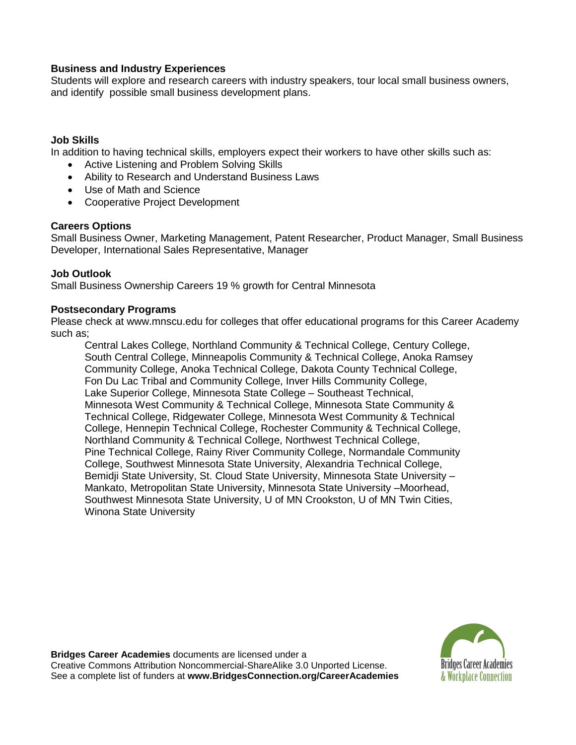**Business and Industry Experiences**

Students will explore and research careers with industry speakers, tour local small business owners, and identify possible small business development plans.

**Job Skills**

In addition to having technical skills, employers expect their workers to have other skills such as:

- Active Listening and Problem Solving Skills
- Ability to Research and Understand Business Laws
- Use of Math and Science
- Cooperative Project Development

**Careers Options**

Small Business Owner, Marketing Management, Patent Researcher, Product Manager, Small Business Developer, International Sales Representative, Manager

**Job Outlook**

Small Business Ownership Careers 19 % growth for Central Minnesota

**Postsecondary Programs**

Please check at www.mnscu.edu for colleges that offer educational programs for this Career Academy such as;

Central Lakes College, Northland Community & Technical College, Century College, South Central College, Minneapolis Community & Technical College, Anoka Ramsey Community College, Anoka Technical College, Dakota County Technical College, Fon Du Lac Tribal and Community College, Inver Hills Community College, Lake Superior College, Minnesota State College – Southeast Technical, Minnesota West Community & Technical College, Minnesota State Community & Technical College, Ridgewater College, Minnesota West Community & Technical College, Hennepin Technical College, Rochester Community & Technical College, Northland Community & Technical College, Northwest Technical College, Pine Technical College, Rainy River Community College, Normandale Community College, Southwest Minnesota State University, Alexandria Technical College, Bemidji State University, St. Cloud State University, Minnesota State University – Mankato, Metropolitan State University, Minnesota State University –Moorhead, Southwest Minnesota State University, U of MN Crookston, U of MN Twin Cities, Winona State University

**Bridges Career Academies** documents are licensed under a Creative Commons Attribution Noncommercial-ShareAlike 3.0 Unported License.
See a complete list of funders at **www.BridgesConnection.org/CareerAcademies**

Bridges Career Academies & Workplace Connection